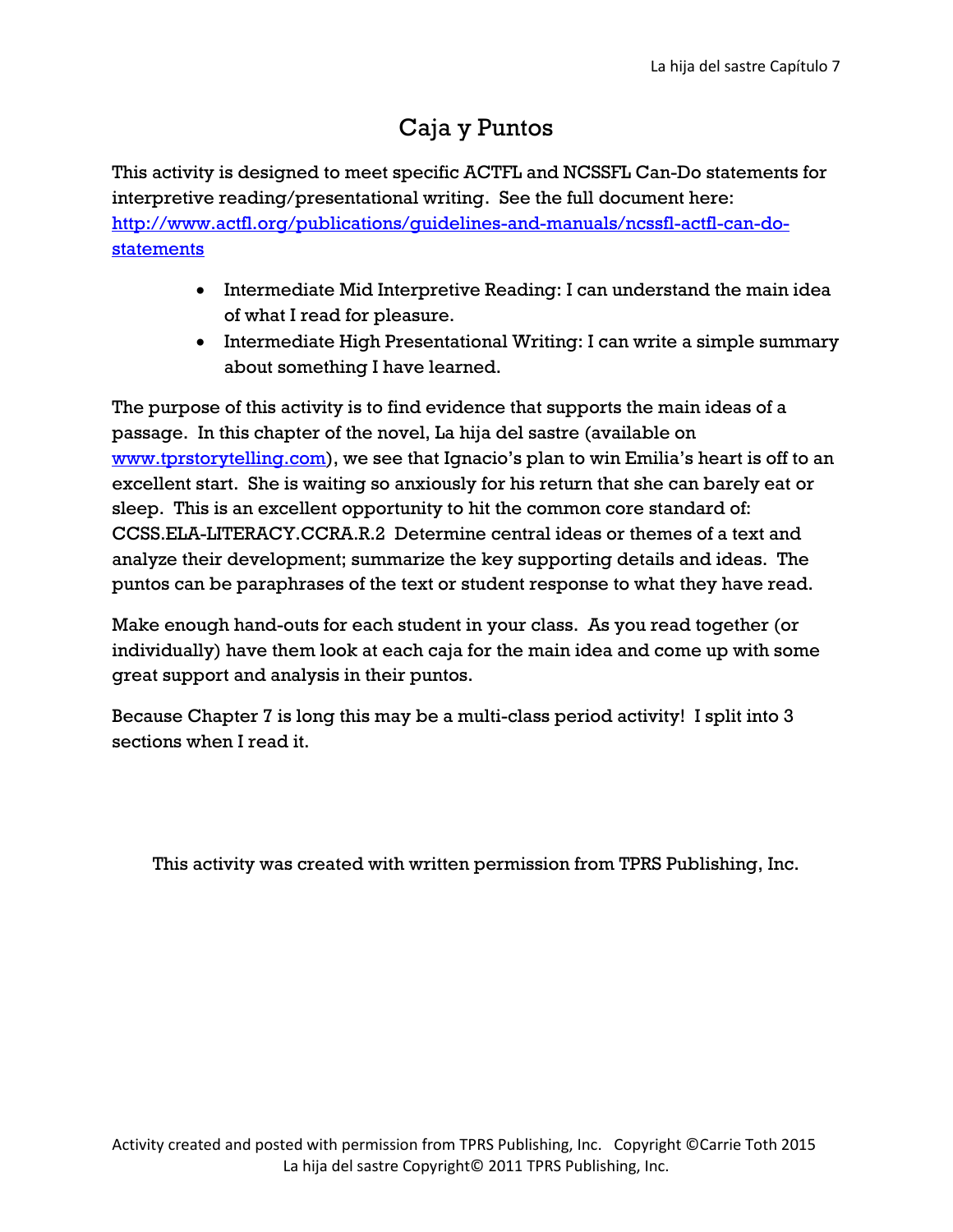# Caja y Puntos

This activity is designed to meet specific ACTFL and NCSSFL Can-Do statements for interpretive reading/presentational writing. See the full document here: [http://www.actfl.org/publications/guidelines-and-manuals/ncssfl-actfl-can-do-statements](http://www.actfl.org/publications/guidelines-and-manuals/ncssfl-actfl-can-do-statements)

- Intermediate Mid Interpretive Reading: I can understand the main idea of what I read for pleasure.
- Intermediate High Presentational Writing: I can write a simple summary about something I have learned.

The purpose of this activity is to find evidence that supports the main ideas of a passage. In this chapter of the novel, La hija del sastre (available on [www.tprstorytelling.com](http://www.tprstorytelling.com)), we see that Ignacio's plan to win Emilia's heart is off to an excellent start. She is waiting so anxiously for his return that she can barely eat or sleep. This is an excellent opportunity to hit the common core standard of: CCSS.ELA-LITERACY.CCRA.R.2 Determine central ideas or themes of a text and analyze their development; summarize the key supporting details and ideas. The puntos can be paraphrases of the text or student response to what they have read.

Make enough hand-outs for each student in your class. As you read together (or individually) have them look at each caja for the main idea and come up with some great support and analysis in their puntos.

Because Chapter 7 is long this may be a multi-class period activity! I split into 3 sections when I read it.

This activity was created with written permission from TPRS Publishing, Inc.

Activity created and posted with permission from TPRS Publishing, Inc. Copyright ©Carrie Toth 2015
La hija del sastre Copyright© 2011 TPRS Publishing, Inc.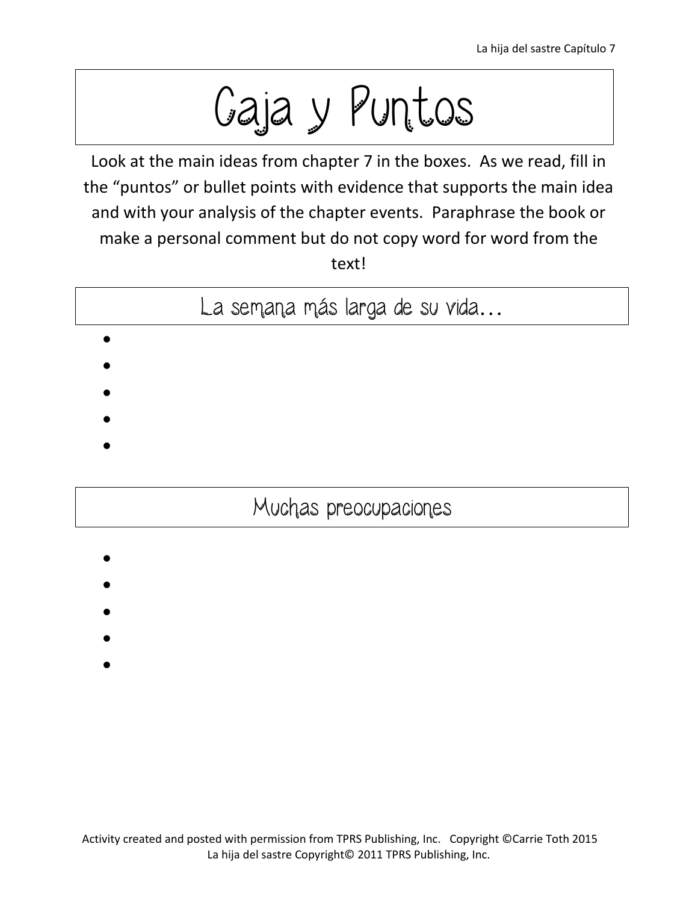# Caja y Puntos

Look at the main ideas from chapter 7 in the boxes. As we read, fill in the "puntos" or bullet points with evidence that supports the main idea and with your analysis of the chapter events. Paraphrase the book or make a personal comment but do not copy word for word from the text!

## La semana más larga de su vida…

- 
- 
- 
- 
- 

## Muchas preocupaciones

- 
- 
- 
- 
- 

Activity created and posted with permission from TPRS Publishing, Inc. Copyright ©Carrie Toth 2015
La hija del sastre Copyright© 2011 TPRS Publishing, Inc.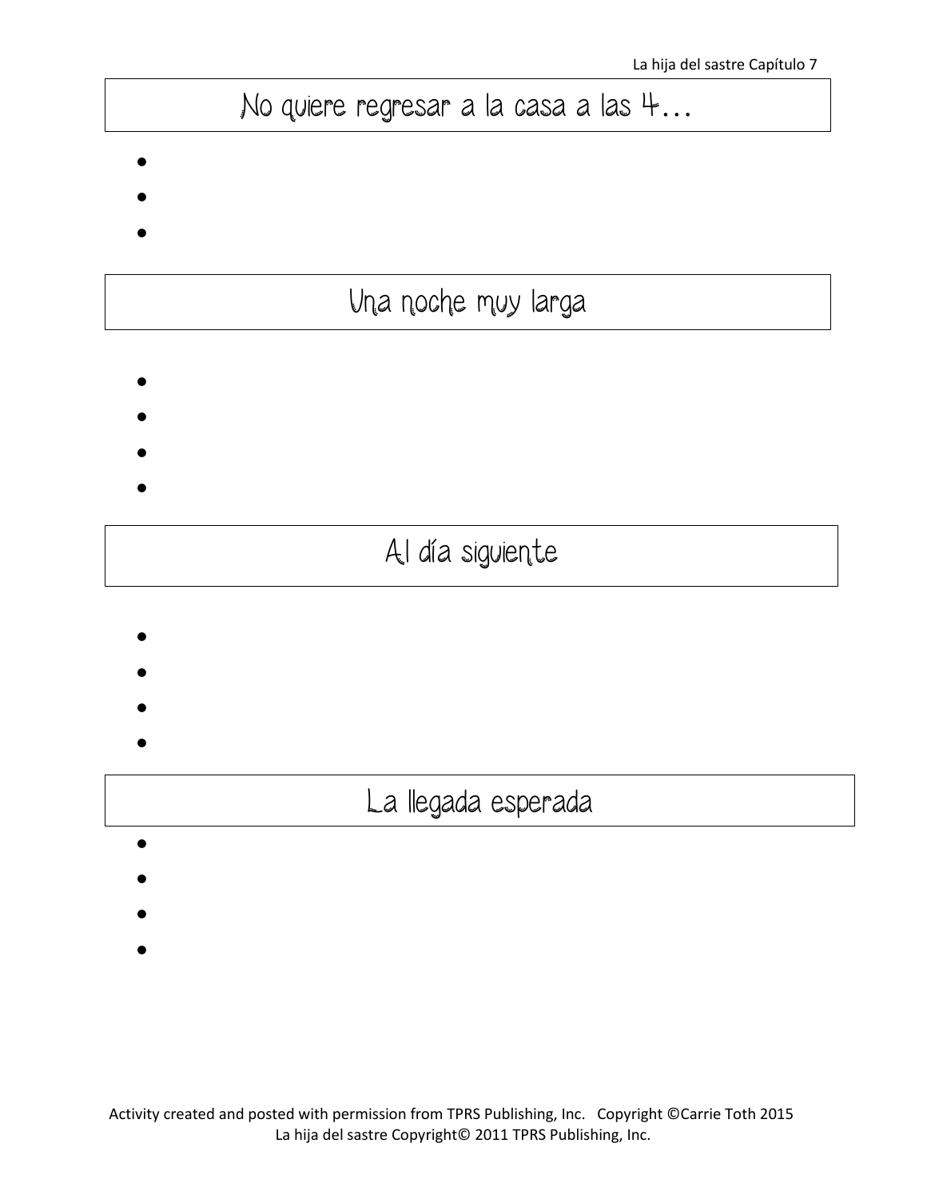## No quiere regresar a la casa a las 4…

- 
- 
- 

## Una noche muy larga

- 
- 
- 
- 

## Al día siguiente

- 
- 
- 
- 

## La llegada esperada

- 
- 
- 
- 

Activity created and posted with permission from TPRS Publishing, Inc. Copyright ©Carrie Toth 2015
La hija del sastre Copyright© 2011 TPRS Publishing, Inc.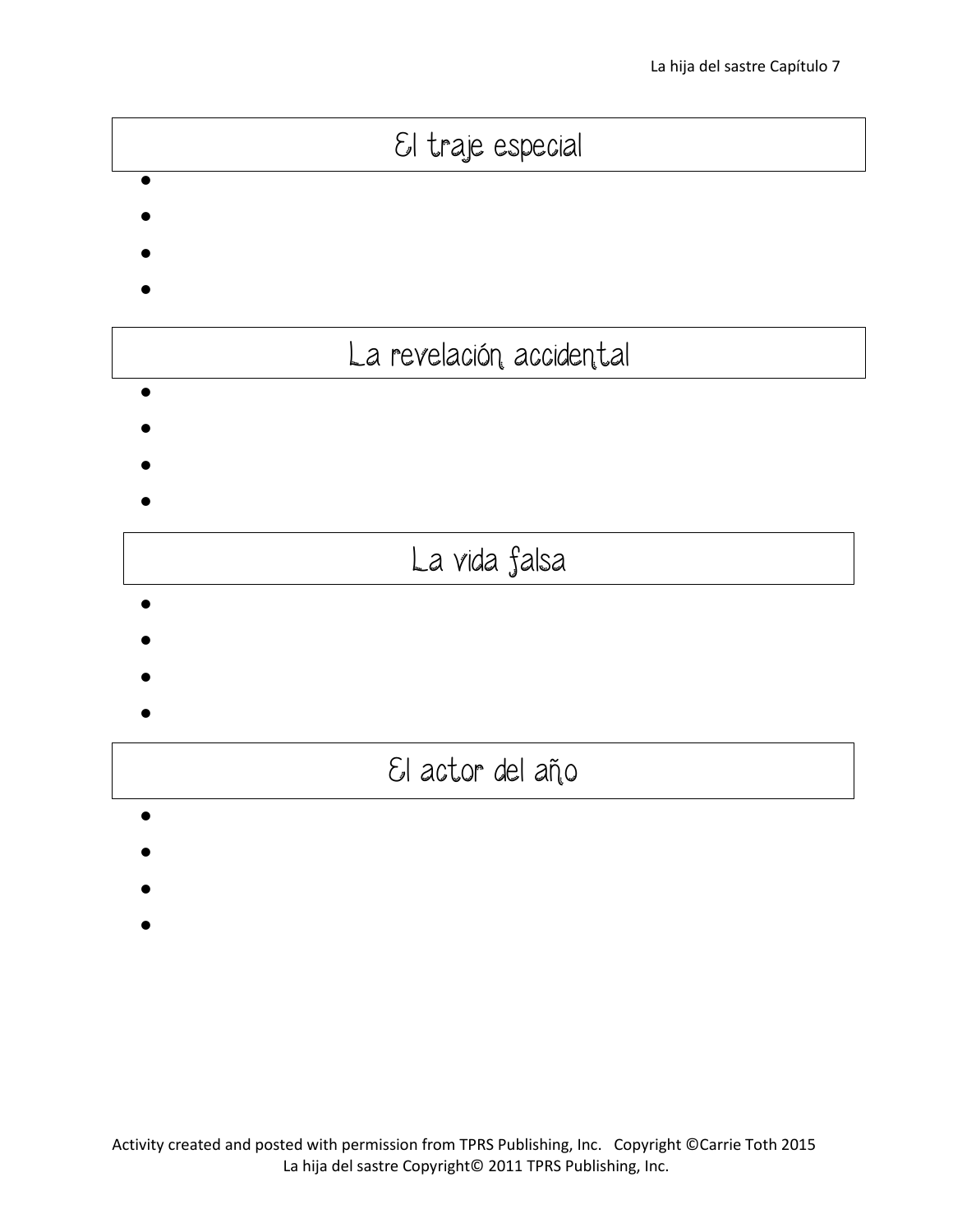## El traje especial

- 
- 
- 
- 

## La revelación accidental

- 
- 
- 
- 

## La vida falsa

- 
- 
- 
- 

## El actor del año

- 
- 
- 
- 

Activity created and posted with permission from TPRS Publishing, Inc. Copyright ©Carrie Toth 2015
La hija del sastre Copyright© 2011 TPRS Publishing, Inc.